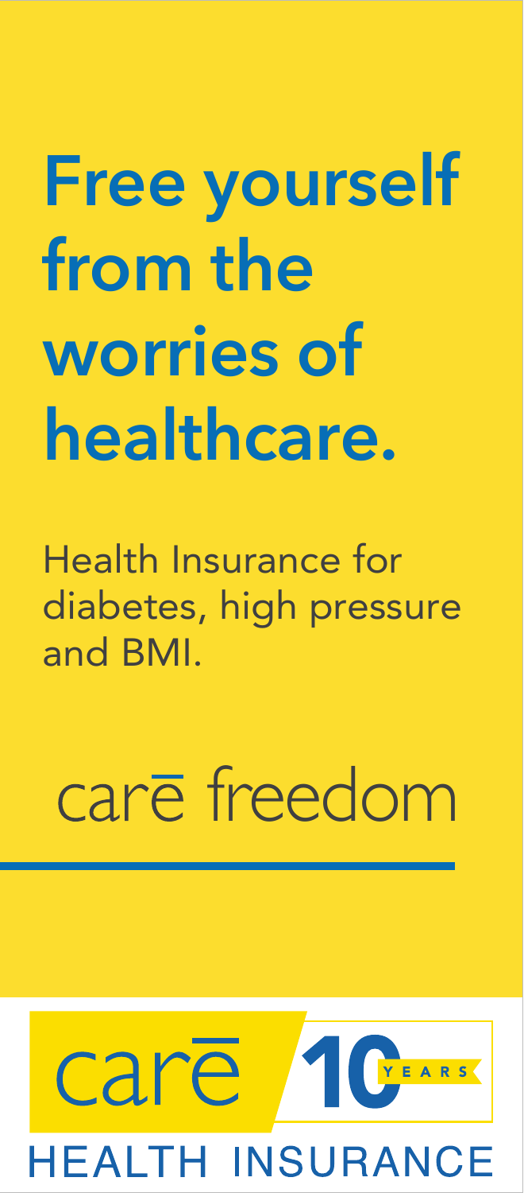# Free yourself from the worries of healthcare.

Health Insurance for diabetes, high pressure and BMI.

## carē freedom

carē 10 YEARS

HEALTH INSURANCE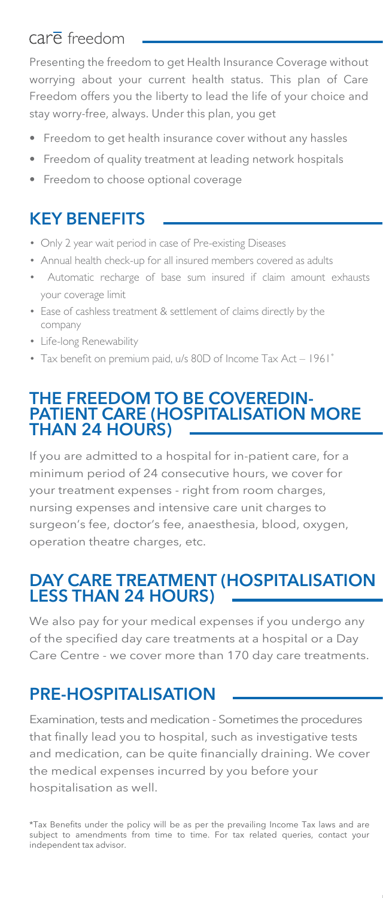## carē freedom

Presenting the freedom to get Health Insurance Coverage without worrying about your current health status. This plan of Care Freedom offers you the liberty to lead the life of your choice and stay worry-free, always. Under this plan, you get

- Freedom to get health insurance cover without any hassles
- Freedom of quality treatment at leading network hospitals
- Freedom to choose optional coverage

## KEY BENEFITS

- Only 2 year wait period in case of Pre-existing Diseases
- Annual health check-up for all insured members covered as adults
- Automatic recharge of base sum insured if claim amount exhausts your coverage limit
- Ease of cashless treatment & settlement of claims directly by the company
- Life-long Renewability
- Tax benefit on premium paid, u/s 80D of Income Tax Act – 1961*

## THE FREEDOM TO BE COVEREDIN-PATIENT CARE (HOSPITALISATION MORE THAN 24 HOURS)

If you are admitted to a hospital for in-patient care, for a minimum period of 24 consecutive hours, we cover for your treatment expenses - right from room charges, nursing expenses and intensive care unit charges to surgeon's fee, doctor's fee, anaesthesia, blood, oxygen, operation theatre charges, etc.

## DAY CARE TREATMENT (HOSPITALISATION LESS THAN 24 HOURS)

We also pay for your medical expenses if you undergo any of the specified day care treatments at a hospital or a Day Care Centre - we cover more than 170 day care treatments.

## PRE-HOSPITALISATION

Examination, tests and medication - Sometimes the procedures that finally lead you to hospital, such as investigative tests and medication, can be quite financially draining. We cover the medical expenses incurred by you before your hospitalisation as well.

*Tax Benefits under the policy will be as per the prevailing Income Tax laws and are subject to amendments from time to time. For tax related queries, contact your independent tax advisor.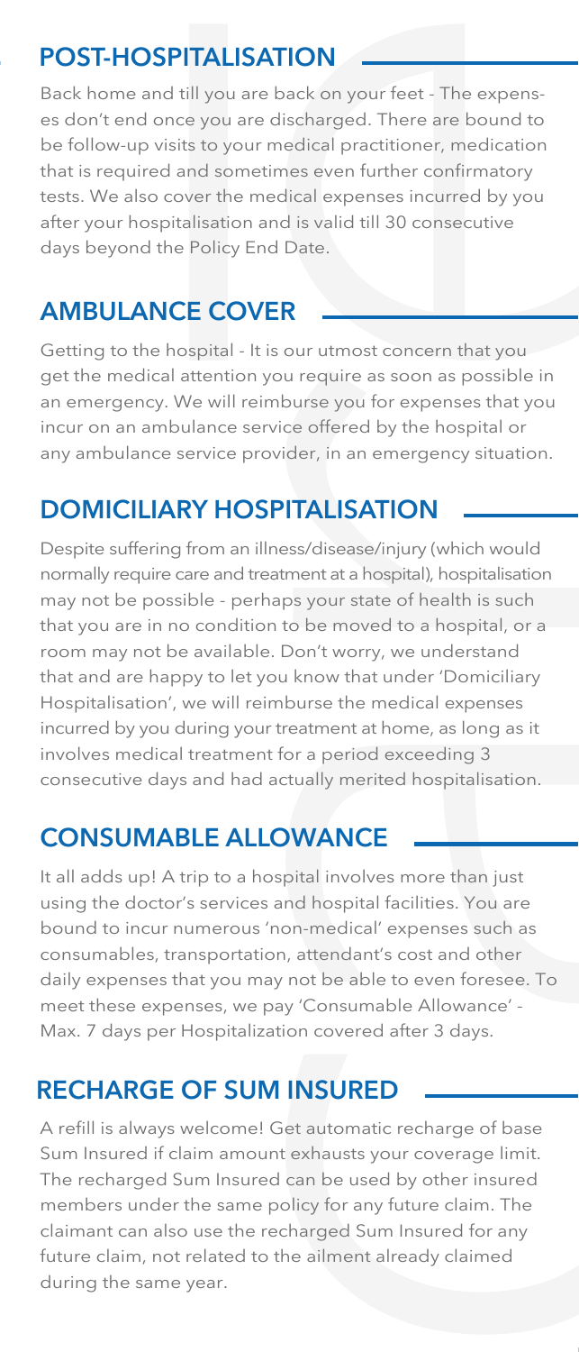## POST-HOSPITALISATION

Back home and till you are back on your feet - The expenses don't end once you are discharged. There are bound to be follow-up visits to your medical practitioner, medication that is required and sometimes even further confirmatory tests. We also cover the medical expenses incurred by you after your hospitalisation and is valid till 30 consecutive days beyond the Policy End Date.

## AMBULANCE COVER

Getting to the hospital - It is our utmost concern that you get the medical attention you require as soon as possible in an emergency. We will reimburse you for expenses that you incur on an ambulance service offered by the hospital or any ambulance service provider, in an emergency situation.

## DOMICILIARY HOSPITALISATION

Despite suffering from an illness/disease/injury (which would normally require care and treatment at a hospital), hospitalisation may not be possible - perhaps your state of health is such that you are in no condition to be moved to a hospital, or a room may not be available. Don't worry, we understand that and are happy to let you know that under 'Domiciliary Hospitalisation', we will reimburse the medical expenses incurred by you during your treatment at home, as long as it involves medical treatment for a period exceeding 3 consecutive days and had actually merited hospitalisation.

## CONSUMABLE ALLOWANCE

It all adds up! A trip to a hospital involves more than just using the doctor's services and hospital facilities. You are bound to incur numerous 'non-medical' expenses such as consumables, transportation, attendant's cost and other daily expenses that you may not be able to even foresee. To meet these expenses, we pay 'Consumable Allowance' - Max. 7 days per Hospitalization covered after 3 days.

## RECHARGE OF SUM INSURED

A refill is always welcome! Get automatic recharge of base Sum Insured if claim amount exhausts your coverage limit. The recharged Sum Insured can be used by other insured members under the same policy for any future claim. The claimant can also use the recharged Sum Insured for any future claim, not related to the ailment already claimed during the same year.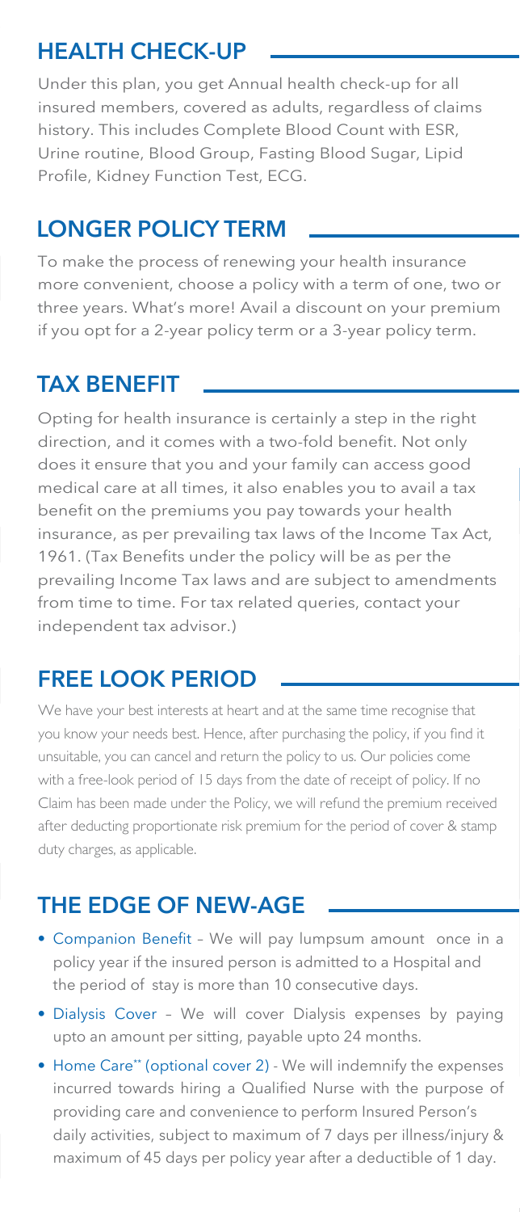## HEALTH CHECK-UP

Under this plan, you get Annual health check-up for all insured members, covered as adults, regardless of claims history. This includes Complete Blood Count with ESR, Urine routine, Blood Group, Fasting Blood Sugar, Lipid Profile, Kidney Function Test, ECG.

## LONGER POLICY TERM

To make the process of renewing your health insurance more convenient, choose a policy with a term of one, two or three years. What's more! Avail a discount on your premium if you opt for a 2-year policy term or a 3-year policy term.

## TAX BENEFIT

Opting for health insurance is certainly a step in the right direction, and it comes with a two-fold benefit. Not only does it ensure that you and your family can access good medical care at all times, it also enables you to avail a tax benefit on the premiums you pay towards your health insurance, as per prevailing tax laws of the Income Tax Act, 1961. (Tax Benefits under the policy will be as per the prevailing Income Tax laws and are subject to amendments from time to time. For tax related queries, contact your independent tax advisor.)

## FREE LOOK PERIOD

We have your best interests at heart and at the same time recognise that you know your needs best. Hence, after purchasing the policy, if you find it unsuitable, you can cancel and return the policy to us. Our policies come with a free-look period of 15 days from the date of receipt of policy. If no Claim has been made under the Policy, we will refund the premium received after deducting proportionate risk premium for the period of cover & stamp duty charges, as applicable.

## THE EDGE OF NEW-AGE

- Companion Benefit – We will pay lumpsum amount once in a policy year if the insured person is admitted to a Hospital and the period of stay is more than 10 consecutive days.
- Dialysis Cover – We will cover Dialysis expenses by paying upto an amount per sitting, payable upto 24 months.
- Home Care** (optional cover 2) - We will indemnify the expenses incurred towards hiring a Qualified Nurse with the purpose of providing care and convenience to perform Insured Person's daily activities, subject to maximum of 7 days per illness/injury & maximum of 45 days per policy year after a deductible of 1 day.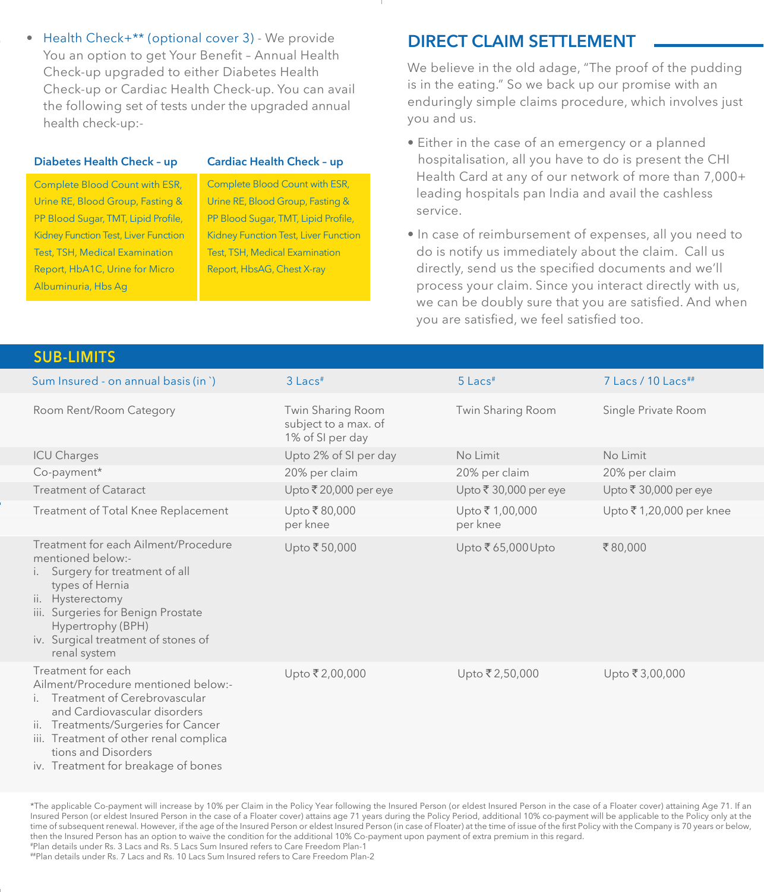- Health Check+** (optional cover 3) - We provide You an option to get Your Benefit – Annual Health Check-up upgraded to either Diabetes Health Check-up or Cardiac Health Check-up. You can avail the following set of tests under the upgraded annual health check-up:-

| Diabetes Health Check – up | Cardiac Health Check – up |
| --- | --- |
| Complete Blood Count with ESR, Urine RE, Blood Group, Fasting & PP Blood Sugar, TMT, Lipid Profile, Kidney Function Test, Liver Function Test, TSH, Medical Examination Report, HbA1C, Urine for Micro Albuminuria, Hbs Ag | Complete Blood Count with ESR, Urine RE, Blood Group, Fasting & PP Blood Sugar, TMT, Lipid Profile, Kidney Function Test, Liver Function Test, TSH, Medical Examination Report, HbsAG, Chest X-ray |

## DIRECT CLAIM SETTLEMENT

We believe in the old adage, "The proof of the pudding is in the eating." So we back up our promise with an enduringly simple claims procedure, which involves just you and us.

- Either in the case of an emergency or a planned hospitalisation, all you have to do is present the CHI Health Card at any of our network of more than 7,000+ leading hospitals pan India and avail the cashless service.
- In case of reimbursement of expenses, all you need to do is notify us immediately about the claim. Call us directly, send us the specified documents and we'll process your claim. Since you interact directly with us, we can be doubly sure that you are satisfied. And when you are satisfied, we feel satisfied too.

## SUB-LIMITS

| Sum Insured - on annual basis (in `) | 3 Lacs# | 5 Lacs# | 7 Lacs / 10 Lacs## |
| --- | --- | --- | --- |
| Room Rent/Room Category | Twin Sharing Room subject to a max. of 1% of SI per day | Twin Sharing Room | Single Private Room |
| ICU Charges | Upto 2% of SI per day | No Limit | No Limit |
| Co-payment* | 20% per claim | 20% per claim | 20% per claim |
| Treatment of Cataract | Upto ₹ 20,000 per eye | Upto ₹ 30,000 per eye | Upto ₹ 30,000 per eye |
| Treatment of Total Knee Replacement | Upto ₹ 80,000 per knee | Upto ₹ 1,00,000 per knee | Upto ₹ 1,20,000 per knee |
| Treatment for each Ailment/Procedure mentioned below:- i. Surgery for treatment of all types of Hernia ii. Hysterectomy iii. Surgeries for Benign Prostate Hypertrophy (BPH) iv. Surgical treatment of stones of renal system | Upto ₹ 50,000 | Upto ₹ 65,000Upto | ₹ 80,000 |
| Treatment for each Ailment/Procedure mentioned below:- i. Treatment of Cerebrovascular and Cardiovascular disorders ii. Treatments/Surgeries for Cancer iii. Treatment of other renal complica tions and Disorders iv. Treatment for breakage of bones | Upto ₹ 2,00,000 | Upto ₹ 2,50,000 | Upto ₹ 3,00,000 |

*The applicable Co-payment will increase by 10% per Claim in the Policy Year following the Insured Person (or eldest Insured Person in the case of a Floater cover) attaining Age 71. If an Insured Person (or eldest Insured Person in the case of a Floater cover) attains age 71 years during the Policy Period, additional 10% co-payment will be applicable to the Policy only at the time of subsequent renewal. However, if the age of the Insured Person or eldest Insured Person (in case of Floater) at the time of issue of the first Policy with the Company is 70 years or below, then the Insured Person has an option to waive the condition for the additional 10% Co-payment upon payment of extra premium in this regard.

#Plan details under Rs. 3 Lacs and Rs. 5 Lacs Sum Insured refers to Care Freedom Plan-1

##Plan details under Rs. 7 Lacs and Rs. 10 Lacs Sum Insured refers to Care Freedom Plan-2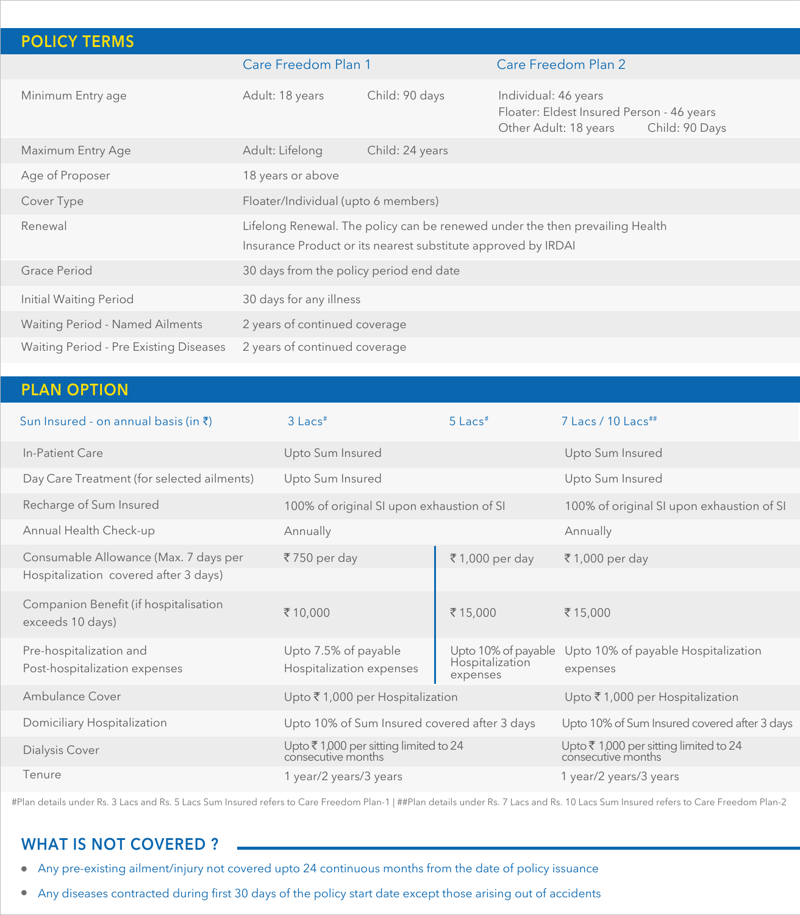## POLICY TERMS

| | Care Freedom Plan 1 | | Care Freedom Plan 2 |
|---|---|---|---|
| Minimum Entry age | Adult: 18 years | Child: 90 days | Individual: 46 years<br>Floater: Eldest Insured Person - 46 years<br>Other Adult: 18 years Child: 90 Days |
| Maximum Entry Age | Adult: Lifelong | Child: 24 years | |
| Age of Proposer | 18 years or above | | |
| Cover Type | Floater/Individual (upto 6 members) | | |
| Renewal | Lifelong Renewal. The policy can be renewed under the then prevailing Health Insurance Product or its nearest substitute approved by IRDAI | | |
| Grace Period | 30 days from the policy period end date | | |
| Initial Waiting Period | 30 days for any illness | | |
| Waiting Period - Named Ailments | 2 years of continued coverage | | |
| Waiting Period - Pre Existing Diseases | 2 years of continued coverage | | |

## PLAN OPTION

| Sun Insured - on annual basis (in ₹) | 3 Lacs# | 5 Lacs# | 7 Lacs / 10 Lacs## |
|---|---|---|---|
| In-Patient Care | Upto Sum Insured | | Upto Sum Insured |
| Day Care Treatment (for selected ailments) | Upto Sum Insured | | Upto Sum Insured |
| Recharge of Sum Insured | 100% of original SI upon exhaustion of SI | | 100% of original SI upon exhaustion of SI |
| Annual Health Check-up | Annually | | Annually |
| Consumable Allowance (Max. 7 days per Hospitalization covered after 3 days) | ₹ 750 per day | ₹ 1,000 per day | ₹ 1,000 per day |
| Companion Benefit (if hospitalisation exceeds 10 days) | ₹ 10,000 | ₹ 15,000 | ₹ 15,000 |
| Pre-hospitalization and Post-hospitalization expenses | Upto 7.5% of payable Hospitalization expenses | Upto 10% of payable Hospitalization expenses | Upto 10% of payable Hospitalization expenses |
| Ambulance Cover | Upto ₹ 1,000 per Hospitalization | | Upto ₹ 1,000 per Hospitalization |
| Domiciliary Hospitalization | Upto 10% of Sum Insured covered after 3 days | | Upto 10% of Sum Insured covered after 3 days |
| Dialysis Cover | Upto ₹ 1,000 per sitting limited to 24 consecutive months | | Upto ₹ 1,000 per sitting limited to 24 consecutive months |
| Tenure | 1 year/2 years/3 years | | 1 year/2 years/3 years |

#Plan details under Rs. 3 Lacs and Rs. 5 Lacs Sum Insured refers to Care Freedom Plan-1 | ##Plan details under Rs. 7 Lacs and Rs. 10 Lacs Sum Insured refers to Care Freedom Plan-2

## WHAT IS NOT COVERED ?

- Any pre-existing ailment/injury not covered upto 24 continuous months from the date of policy issuance
- Any diseases contracted during first 30 days of the policy start date except those arising out of accidents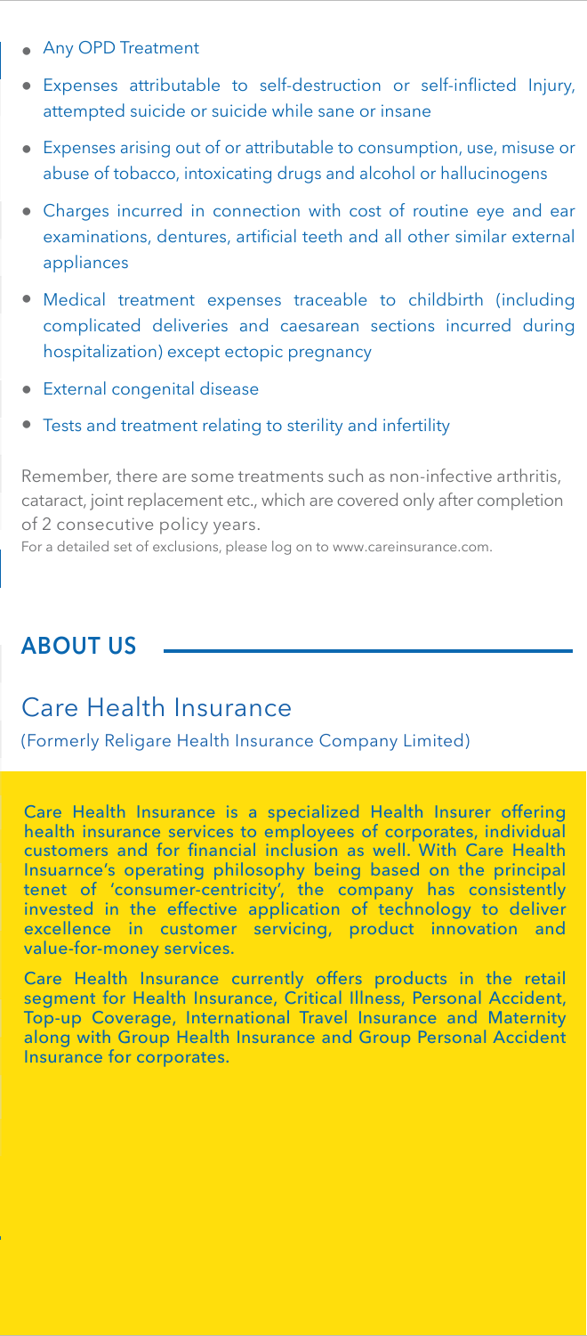- Any OPD Treatment
- Expenses attributable to self-destruction or self-inflicted Injury, attempted suicide or suicide while sane or insane
- Expenses arising out of or attributable to consumption, use, misuse or abuse of tobacco, intoxicating drugs and alcohol or hallucinogens
- Charges incurred in connection with cost of routine eye and ear examinations, dentures, artificial teeth and all other similar external appliances
- Medical treatment expenses traceable to childbirth (including complicated deliveries and caesarean sections incurred during hospitalization) except ectopic pregnancy
- External congenital disease
- Tests and treatment relating to sterility and infertility

Remember, there are some treatments such as non-infective arthritis, cataract, joint replacement etc., which are covered only after completion of 2 consecutive policy years.

For a detailed set of exclusions, please log on to www.careinsurance.com.

## ABOUT US

# Care Health Insurance

(Formerly Religare Health Insurance Company Limited)

Care Health Insurance is a specialized Health Insurer offering health insurance services to employees of corporates, individual customers and for financial inclusion as well. With Care Health Insuarnce's operating philosophy being based on the principal tenet of 'consumer-centricity', the company has consistently invested in the effective application of technology to deliver excellence in customer servicing, product innovation and value-for-money services.

Care Health Insurance currently offers products in the retail segment for Health Insurance, Critical Illness, Personal Accident, Top-up Coverage, International Travel Insurance and Maternity along with Group Health Insurance and Group Personal Accident Insurance for corporates.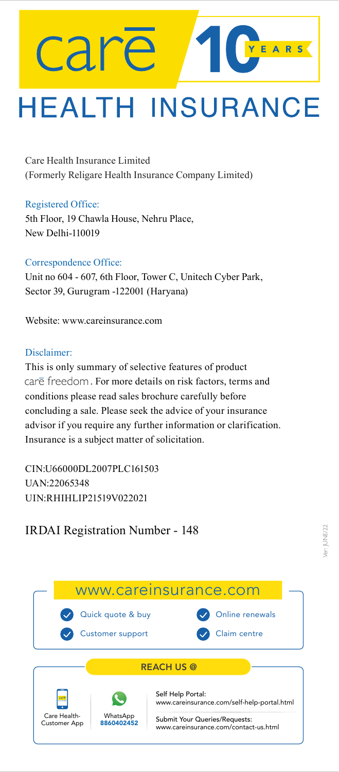# carē 10 YEARS

# HEALTH INSURANCE

Care Health Insurance Limited
(Formerly Religare Health Insurance Company Limited)

Registered Office:
5th Floor, 19 Chawla House, Nehru Place,
New Delhi-110019

Correspondence Office:
Unit no 604 - 607, 6th Floor, Tower C, Unitech Cyber Park,
Sector 39, Gurugram -122001 (Haryana)

Website: www.careinsurance.com

Disclaimer:
This is only summary of selective features of product carē freedom. For more details on risk factors, terms and conditions please read sales brochure carefully before concluding a sale. Please seek the advice of your insurance advisor if you require any further information or clarification. Insurance is a subject matter of solicitation.

CIN:U66000DL2007PLC161503
UAN:22065348
UIN:RHIHLIP21519V022021

IRDAI Registration Number - 148

Ver: JUNE/22

www.careinsurance.com

- Quick quote & buy
- Online renewals
- Customer support
- Claim centre

**REACH US @**

Care Health-Customer App

WhatsApp **8860402452**

Self Help Portal:
www.careinsurance.com/self-help-portal.html

Submit Your Queries/Requests:
www.careinsurance.com/contact-us.html